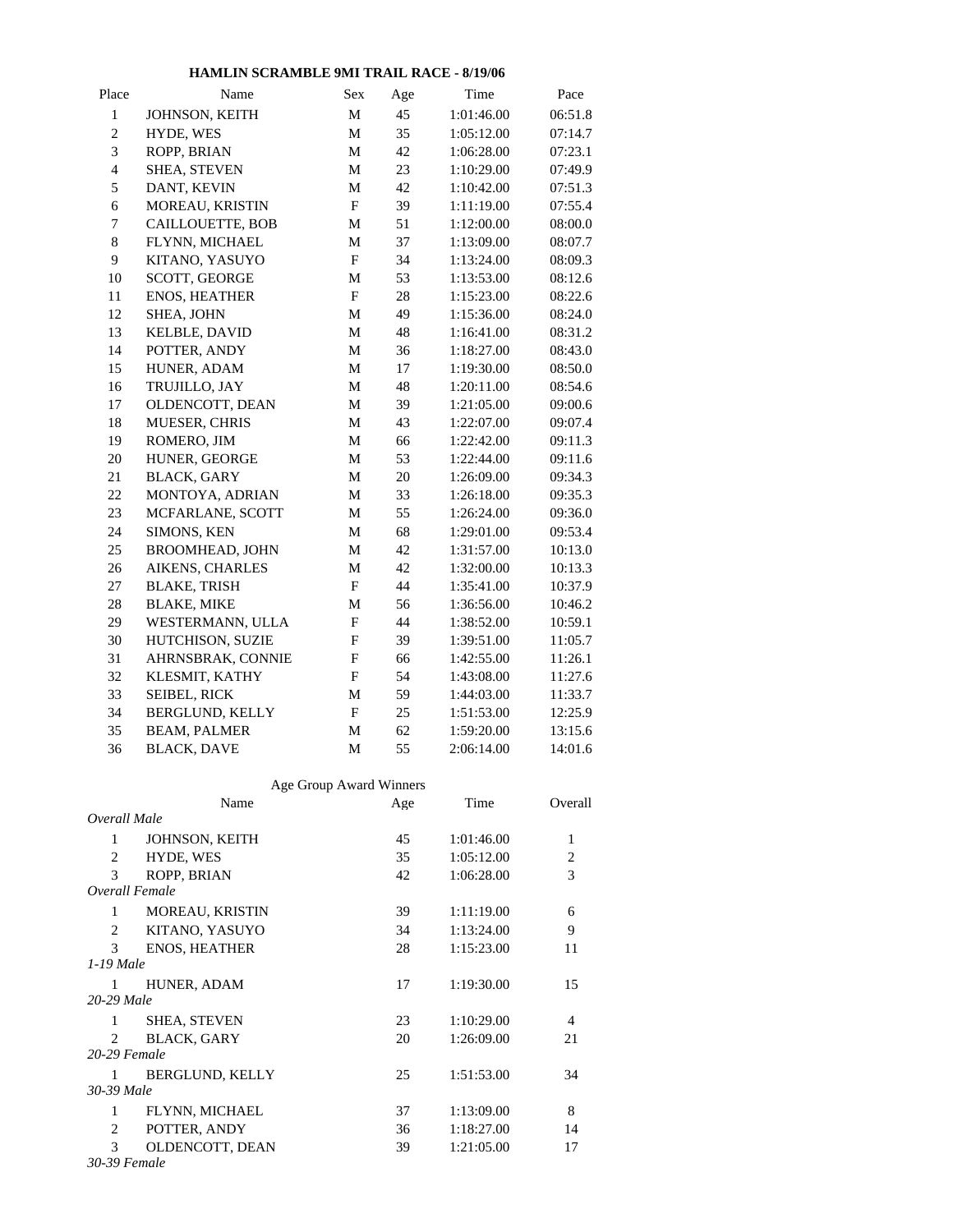# HAMLIN SCRAMBLE 9MI TRAIL RACE - 8/19/06

| Place | Name | Sex | Age | Time | Pace |
|---|---|---|---|---|---|
| 1 | JOHNSON, KEITH | M | 45 | 1:01:46.00 | 06:51.8 |
| 2 | HYDE, WES | M | 35 | 1:05:12.00 | 07:14.7 |
| 3 | ROPP, BRIAN | M | 42 | 1:06:28.00 | 07:23.1 |
| 4 | SHEA, STEVEN | M | 23 | 1:10:29.00 | 07:49.9 |
| 5 | DANT, KEVIN | M | 42 | 1:10:42.00 | 07:51.3 |
| 6 | MOREAU, KRISTIN | F | 39 | 1:11:19.00 | 07:55.4 |
| 7 | CAILLOUETTE, BOB | M | 51 | 1:12:00.00 | 08:00.0 |
| 8 | FLYNN, MICHAEL | M | 37 | 1:13:09.00 | 08:07.7 |
| 9 | KITANO, YASUYO | F | 34 | 1:13:24.00 | 08:09.3 |
| 10 | SCOTT, GEORGE | M | 53 | 1:13:53.00 | 08:12.6 |
| 11 | ENOS, HEATHER | F | 28 | 1:15:23.00 | 08:22.6 |
| 12 | SHEA, JOHN | M | 49 | 1:15:36.00 | 08:24.0 |
| 13 | KELBLE, DAVID | M | 48 | 1:16:41.00 | 08:31.2 |
| 14 | POTTER, ANDY | M | 36 | 1:18:27.00 | 08:43.0 |
| 15 | HUNER, ADAM | M | 17 | 1:19:30.00 | 08:50.0 |
| 16 | TRUJILLO, JAY | M | 48 | 1:20:11.00 | 08:54.6 |
| 17 | OLDENCOTT, DEAN | M | 39 | 1:21:05.00 | 09:00.6 |
| 18 | MUESER, CHRIS | M | 43 | 1:22:07.00 | 09:07.4 |
| 19 | ROMERO, JIM | M | 66 | 1:22:42.00 | 09:11.3 |
| 20 | HUNER, GEORGE | M | 53 | 1:22:44.00 | 09:11.6 |
| 21 | BLACK, GARY | M | 20 | 1:26:09.00 | 09:34.3 |
| 22 | MONTOYA, ADRIAN | M | 33 | 1:26:18.00 | 09:35.3 |
| 23 | MCFARLANE, SCOTT | M | 55 | 1:26:24.00 | 09:36.0 |
| 24 | SIMONS, KEN | M | 68 | 1:29:01.00 | 09:53.4 |
| 25 | BROOMHEAD, JOHN | M | 42 | 1:31:57.00 | 10:13.0 |
| 26 | AIKENS, CHARLES | M | 42 | 1:32:00.00 | 10:13.3 |
| 27 | BLAKE, TRISH | F | 44 | 1:35:41.00 | 10:37.9 |
| 28 | BLAKE, MIKE | M | 56 | 1:36:56.00 | 10:46.2 |
| 29 | WESTERMANN, ULLA | F | 44 | 1:38:52.00 | 10:59.1 |
| 30 | HUTCHISON, SUZIE | F | 39 | 1:39:51.00 | 11:05.7 |
| 31 | AHRNSBRAK, CONNIE | F | 66 | 1:42:55.00 | 11:26.1 |
| 32 | KLESMIT, KATHY | F | 54 | 1:43:08.00 | 11:27.6 |
| 33 | SEIBEL, RICK | M | 59 | 1:44:03.00 | 11:33.7 |
| 34 | BERGLUND, KELLY | F | 25 | 1:51:53.00 | 12:25.9 |
| 35 | BEAM, PALMER | M | 62 | 1:59:20.00 | 13:15.6 |
| 36 | BLACK, DAVE | M | 55 | 2:06:14.00 | 14:01.6 |

## Age Group Award Winners

| | Name | Age | Time | Overall |
|---|---|---|---|---|
| *Overall Male* | | | | |
| 1 | JOHNSON, KEITH | 45 | 1:01:46.00 | 1 |
| 2 | HYDE, WES | 35 | 1:05:12.00 | 2 |
| 3 | ROPP, BRIAN | 42 | 1:06:28.00 | 3 |
| *Overall Female* | | | | |
| 1 | MOREAU, KRISTIN | 39 | 1:11:19.00 | 6 |
| 2 | KITANO, YASUYO | 34 | 1:13:24.00 | 9 |
| 3 | ENOS, HEATHER | 28 | 1:15:23.00 | 11 |
| *1-19 Male* | | | | |
| 1 | HUNER, ADAM | 17 | 1:19:30.00 | 15 |
| *20-29 Male* | | | | |
| 1 | SHEA, STEVEN | 23 | 1:10:29.00 | 4 |
| 2 | BLACK, GARY | 20 | 1:26:09.00 | 21 |
| *20-29 Female* | | | | |
| 1 | BERGLUND, KELLY | 25 | 1:51:53.00 | 34 |
| *30-39 Male* | | | | |
| 1 | FLYNN, MICHAEL | 37 | 1:13:09.00 | 8 |
| 2 | POTTER, ANDY | 36 | 1:18:27.00 | 14 |
| 3 | OLDENCOTT, DEAN | 39 | 1:21:05.00 | 17 |
| *30-39 Female* | | | | |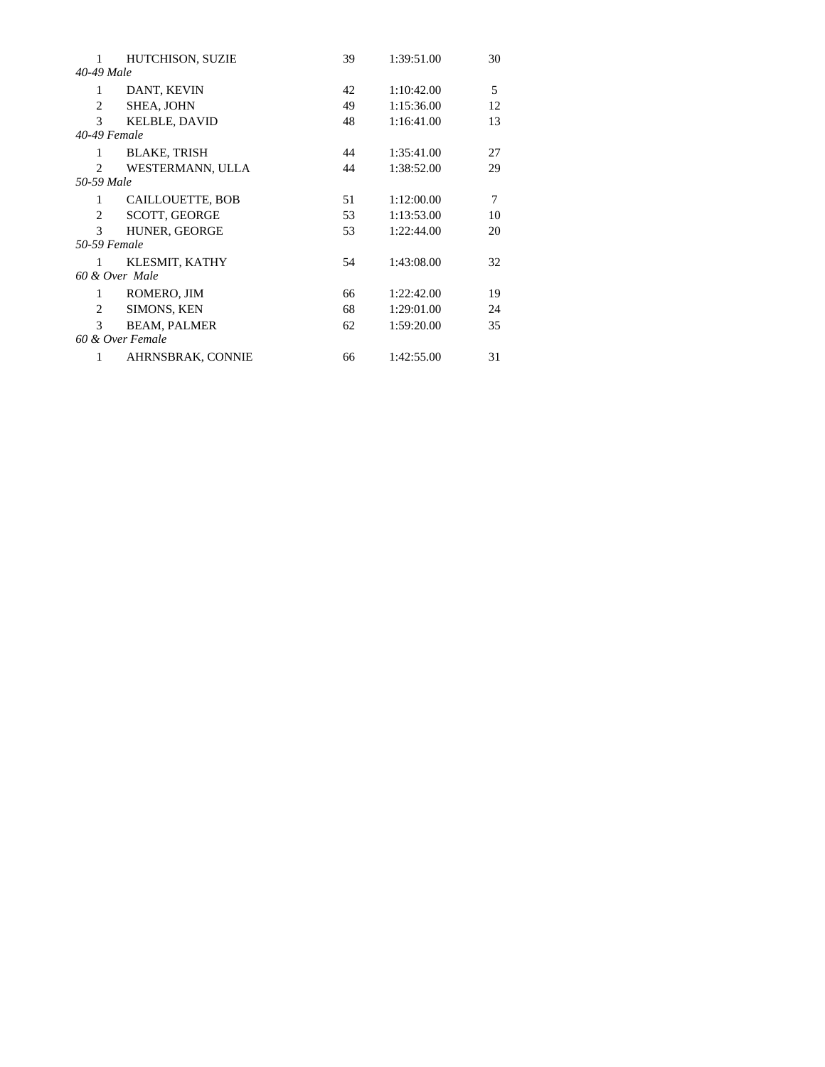| | | | | |
|---|---|---|---|---|
| 1 | HUTCHISON, SUZIE | 39 | 1:39:51.00 | 30 |
| *40-49 Male* | | | | |
| 1 | DANT, KEVIN | 42 | 1:10:42.00 | 5 |
| 2 | SHEA, JOHN | 49 | 1:15:36.00 | 12 |
| 3 | KELBLE, DAVID | 48 | 1:16:41.00 | 13 |
| *40-49 Female* | | | | |
| 1 | BLAKE, TRISH | 44 | 1:35:41.00 | 27 |
| 2 | WESTERMANN, ULLA | 44 | 1:38:52.00 | 29 |
| *50-59 Male* | | | | |
| 1 | CAILLOUETTE, BOB | 51 | 1:12:00.00 | 7 |
| 2 | SCOTT, GEORGE | 53 | 1:13:53.00 | 10 |
| 3 | HUNER, GEORGE | 53 | 1:22:44.00 | 20 |
| *50-59 Female* | | | | |
| 1 | KLESMIT, KATHY | 54 | 1:43:08.00 | 32 |
| *60 & Over Male* | | | | |
| 1 | ROMERO, JIM | 66 | 1:22:42.00 | 19 |
| 2 | SIMONS, KEN | 68 | 1:29:01.00 | 24 |
| 3 | BEAM, PALMER | 62 | 1:59:20.00 | 35 |
| *60 & Over Female* | | | | |
| 1 | AHRNSBRAK, CONNIE | 66 | 1:42:55.00 | 31 |